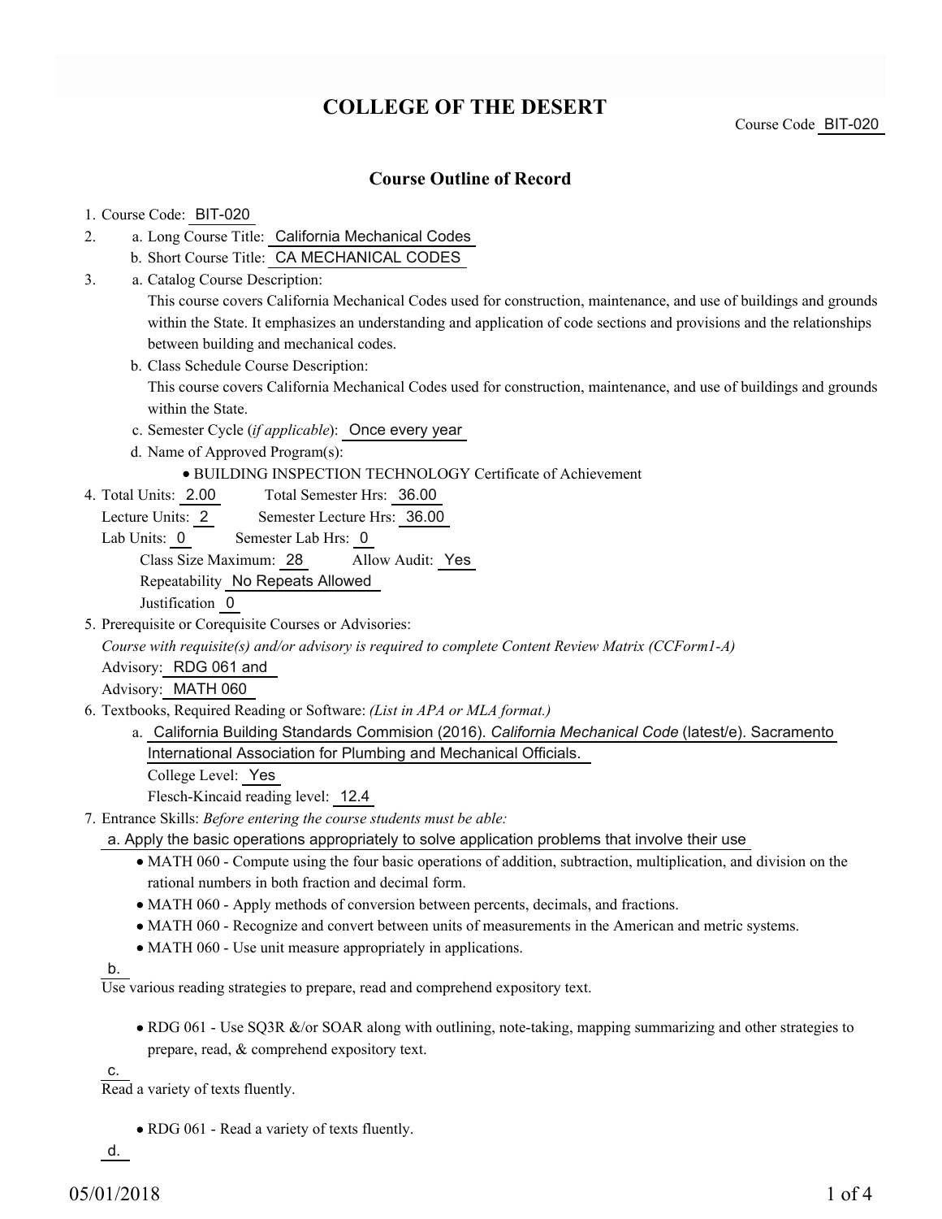# COLLEGE OF THE DESERT

Course Code BIT-020

## Course Outline of Record

1. Course Code: BIT-020
2. a. Long Course Title: California Mechanical Codes
   b. Short Course Title: CA MECHANICAL CODES
3. a. Catalog Course Description:
   This course covers California Mechanical Codes used for construction, maintenance, and use of buildings and grounds within the State. It emphasizes an understanding and application of code sections and provisions and the relationships between building and mechanical codes.
   b. Class Schedule Course Description:
   This course covers California Mechanical Codes used for construction, maintenance, and use of buildings and grounds within the State.
   c. Semester Cycle (*if applicable*): Once every year
   d. Name of Approved Program(s):
      - BUILDING INSPECTION TECHNOLOGY Certificate of Achievement
4. Total Units: 2.00 Total Semester Hrs: 36.00
   Lecture Units: 2 Semester Lecture Hrs: 36.00
   Lab Units: 0 Semester Lab Hrs: 0
   Class Size Maximum: 28 Allow Audit: Yes
   Repeatability No Repeats Allowed
   Justification 0
5. Prerequisite or Corequisite Courses or Advisories:
   *Course with requisite(s) and/or advisory is required to complete Content Review Matrix (CCForm1-A)*
   Advisory: RDG 061 and
   Advisory: MATH 060
6. Textbooks, Required Reading or Software: *(List in APA or MLA format.)*
   a. California Building Standards Commision (2016). *California Mechanical Code* (latest/e). Sacramento International Association for Plumbing and Mechanical Officials.
   College Level: Yes
   Flesch-Kincaid reading level: 12.4
7. Entrance Skills: *Before entering the course students must be able:*
   a. Apply the basic operations appropriately to solve application problems that involve their use
      - MATH 060 - Compute using the four basic operations of addition, subtraction, multiplication, and division on the rational numbers in both fraction and decimal form.
      - MATH 060 - Apply methods of conversion between percents, decimals, and fractions.
      - MATH 060 - Recognize and convert between units of measurements in the American and metric systems.
      - MATH 060 - Use unit measure appropriately in applications.

   b. Use various reading strategies to prepare, read and comprehend expository text.
      - RDG 061 - Use SQ3R &/or SOAR along with outlining, note-taking, mapping summarizing and other strategies to prepare, read, & comprehend expository text.

   c. Read a variety of texts fluently.
      - RDG 061 - Read a variety of texts fluently.

   d.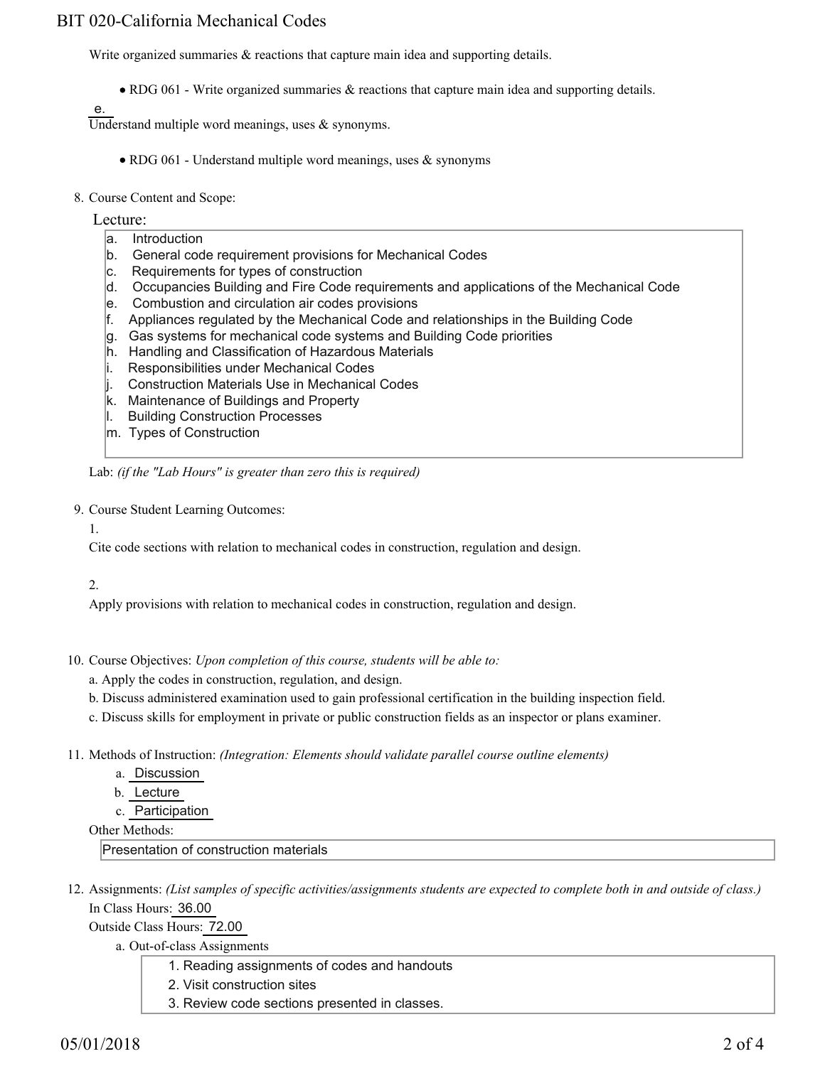Write organized summaries & reactions that capture main idea and supporting details.

- RDG 061 - Write organized summaries & reactions that capture main idea and supporting details.

e.
Understand multiple word meanings, uses & synonyms.

- RDG 061 - Understand multiple word meanings, uses & synonyms

8. Course Content and Scope:

Lecture:

a. Introduction
b. General code requirement provisions for Mechanical Codes
c. Requirements for types of construction
d. Occupancies Building and Fire Code requirements and applications of the Mechanical Code
e. Combustion and circulation air codes provisions
f. Appliances regulated by the Mechanical Code and relationships in the Building Code
g. Gas systems for mechanical code systems and Building Code priorities
h. Handling and Classification of Hazardous Materials
i. Responsibilities under Mechanical Codes
j. Construction Materials Use in Mechanical Codes
k. Maintenance of Buildings and Property
l. Building Construction Processes
m. Types of Construction

Lab: *(if the "Lab Hours" is greater than zero this is required)*

9. Course Student Learning Outcomes:

1.
Cite code sections with relation to mechanical codes in construction, regulation and design.

2.
Apply provisions with relation to mechanical codes in construction, regulation and design.

10. Course Objectives: *Upon completion of this course, students will be able to:*

a. Apply the codes in construction, regulation, and design.
b. Discuss administered examination used to gain professional certification in the building inspection field.
c. Discuss skills for employment in private or public construction fields as an inspector or plans examiner.

11. Methods of Instruction: *(Integration: Elements should validate parallel course outline elements)*

a. Discussion
b. Lecture
c. Participation

Other Methods:

Presentation of construction materials

12. Assignments: *(List samples of specific activities/assignments students are expected to complete both in and outside of class.)*

In Class Hours: 36.00

Outside Class Hours: 72.00

a. Out-of-class Assignments

1. Reading assignments of codes and handouts
2. Visit construction sites
3. Review code sections presented in classes.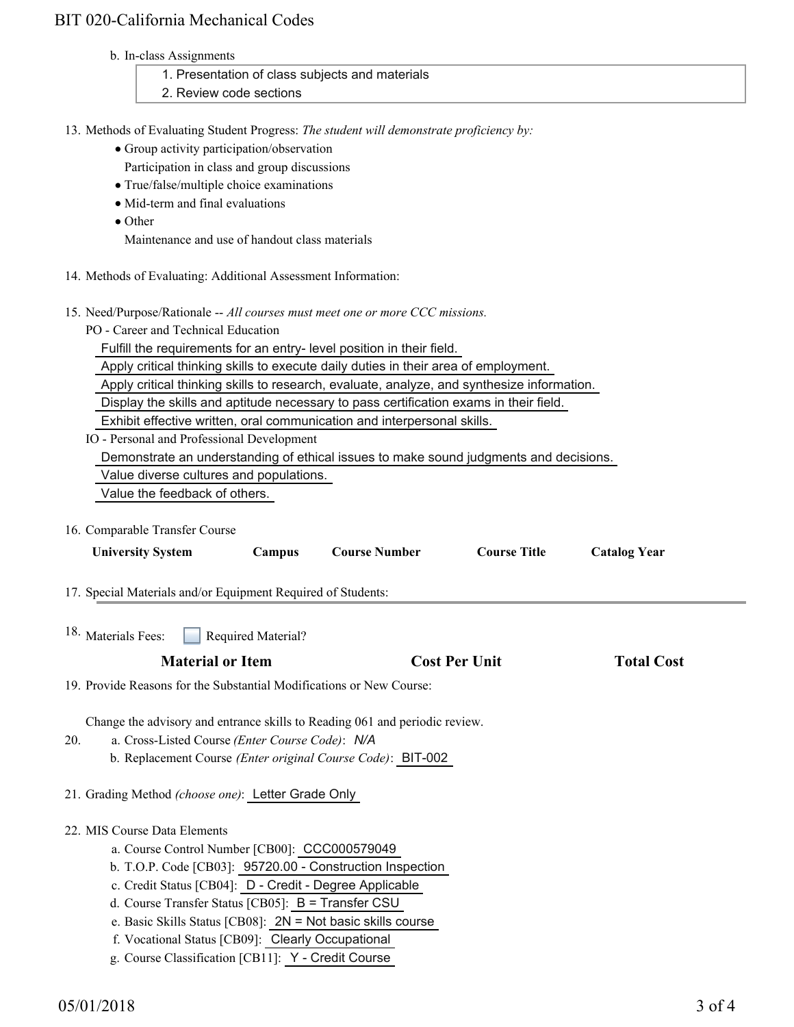b. In-class Assignments

1. Presentation of class subjects and materials
2. Review code sections

13. Methods of Evaluating Student Progress: *The student will demonstrate proficiency by:*
    - Group activity participation/observation
      Participation in class and group discussions
    - True/false/multiple choice examinations
    - Mid-term and final evaluations
    - Other
      Maintenance and use of handout class materials

14. Methods of Evaluating: Additional Assessment Information:

15. Need/Purpose/Rationale -- *All courses must meet one or more CCC missions.*

    PO - Career and Technical Education

    Fulfill the requirements for an entry- level position in their field.

    Apply critical thinking skills to execute daily duties in their area of employment.

    Apply critical thinking skills to research, evaluate, analyze, and synthesize information.

    Display the skills and aptitude necessary to pass certification exams in their field.

    Exhibit effective written, oral communication and interpersonal skills.

    IO - Personal and Professional Development

    Demonstrate an understanding of ethical issues to make sound judgments and decisions.

    Value diverse cultures and populations.

    Value the feedback of others.

16. Comparable Transfer Course

| University System | Campus | Course Number | Course Title | Catalog Year |
| --- | --- | --- | --- | --- |

17. Special Materials and/or Equipment Required of Students:

18. Materials Fees: ☐ Required Material?

| Material or Item | Cost Per Unit | Total Cost |
| --- | --- | --- |

19. Provide Reasons for the Substantial Modifications or New Course:

    Change the advisory and entrance skills to Reading 061 and periodic review.

20. a. Cross-Listed Course *(Enter Course Code)*: *N/A*

    b. Replacement Course *(Enter original Course Code)*: BIT-002

21. Grading Method *(choose one)*: Letter Grade Only

22. MIS Course Data Elements

    a. Course Control Number [CB00]: CCC000579049

    b. T.O.P. Code [CB03]: 95720.00 - Construction Inspection

    c. Credit Status [CB04]: D - Credit - Degree Applicable

    d. Course Transfer Status [CB05]: B = Transfer CSU

    e. Basic Skills Status [CB08]: 2N = Not basic skills course

    f. Vocational Status [CB09]: Clearly Occupational

    g. Course Classification [CB11]: Y - Credit Course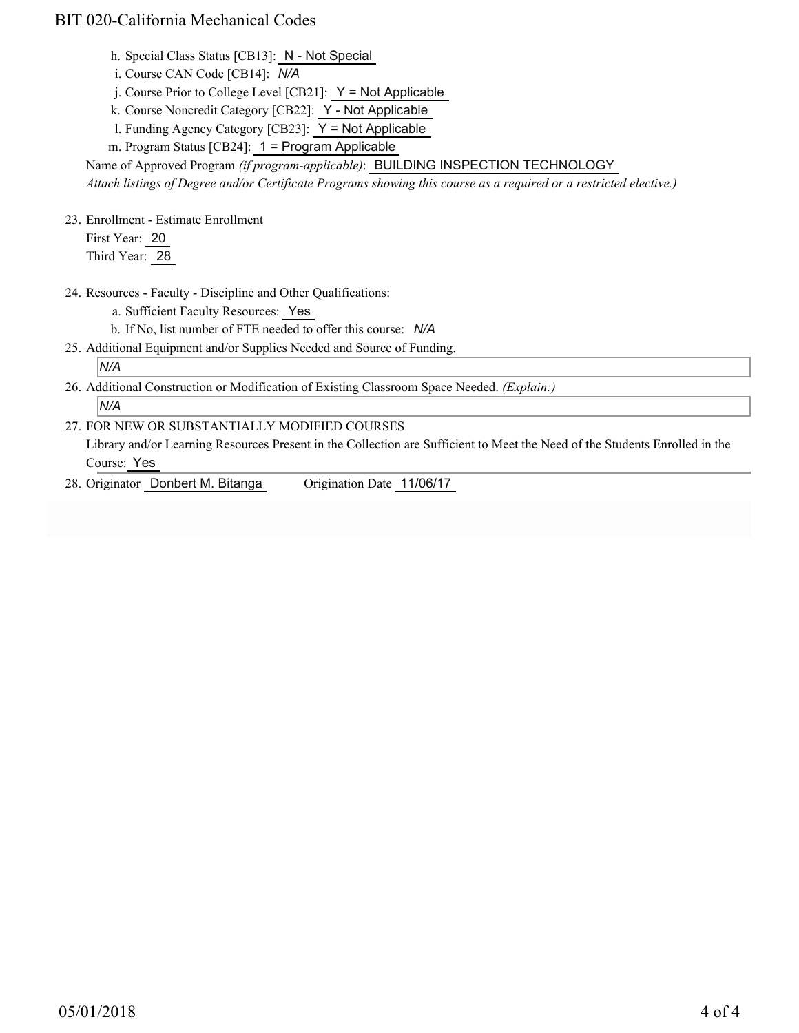h. Special Class Status [CB13]: N - Not Special

i. Course CAN Code [CB14]: *N/A*

j. Course Prior to College Level [CB21]: Y = Not Applicable

k. Course Noncredit Category [CB22]: Y - Not Applicable

l. Funding Agency Category [CB23]: Y = Not Applicable

m. Program Status [CB24]: 1 = Program Applicable

Name of Approved Program *(if program-applicable)*: BUILDING INSPECTION TECHNOLOGY

*Attach listings of Degree and/or Certificate Programs showing this course as a required or a restricted elective.)*

23. Enrollment - Estimate Enrollment

    First Year: 20

    Third Year: 28

24. Resources - Faculty - Discipline and Other Qualifications:

    a. Sufficient Faculty Resources: Yes

    b. If No, list number of FTE needed to offer this course: *N/A*

25. Additional Equipment and/or Supplies Needed and Source of Funding.

    *N/A*

26. Additional Construction or Modification of Existing Classroom Space Needed. *(Explain:)*

    *N/A*

27. FOR NEW OR SUBSTANTIALLY MODIFIED COURSES

    Library and/or Learning Resources Present in the Collection are Sufficient to Meet the Need of the Students Enrolled in the Course: Yes

28. Originator Donbert M. Bitanga Origination Date 11/06/17